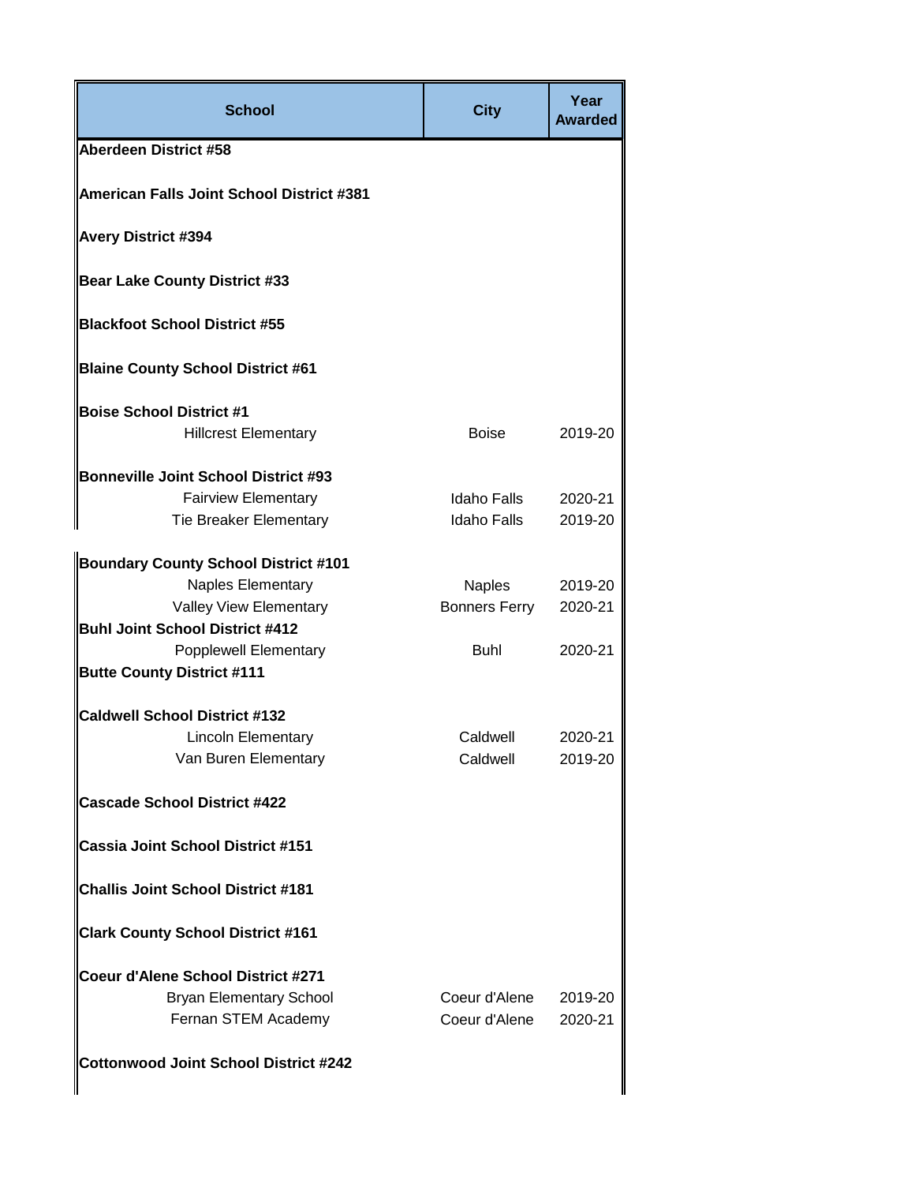| School | City | Year Awarded |
|---|---|---|
| **Aberdeen District #58** | | |
| **American Falls Joint School District #381** | | |
| **Avery District #394** | | |
| **Bear Lake County District #33** | | |
| **Blackfoot School District #55** | | |
| **Blaine County School District #61** | | |
| **Boise School District #1** | | |
| Hillcrest Elementary | Boise | 2019-20 |
| **Bonneville Joint School District #93** | | |
| Fairview Elementary | Idaho Falls | 2020-21 |
| Tie Breaker Elementary | Idaho Falls | 2019-20 |
| **Boundary County School District #101** | | |
| Naples Elementary | Naples | 2019-20 |
| Valley View Elementary | Bonners Ferry | 2020-21 |
| **Buhl Joint School District #412** | | |
| Popplewell Elementary | Buhl | 2020-21 |
| **Butte County District #111** | | |
| **Caldwell School District #132** | | |
| Lincoln Elementary | Caldwell | 2020-21 |
| Van Buren Elementary | Caldwell | 2019-20 |
| **Cascade School District #422** | | |
| **Cassia Joint School District #151** | | |
| **Challis Joint School District #181** | | |
| **Clark County School District #161** | | |
| **Coeur d'Alene School District #271** | | |
| Bryan Elementary School | Coeur d'Alene | 2019-20 |
| Fernan STEM Academy | Coeur d'Alene | 2020-21 |
| **Cottonwood Joint School District #242** | | |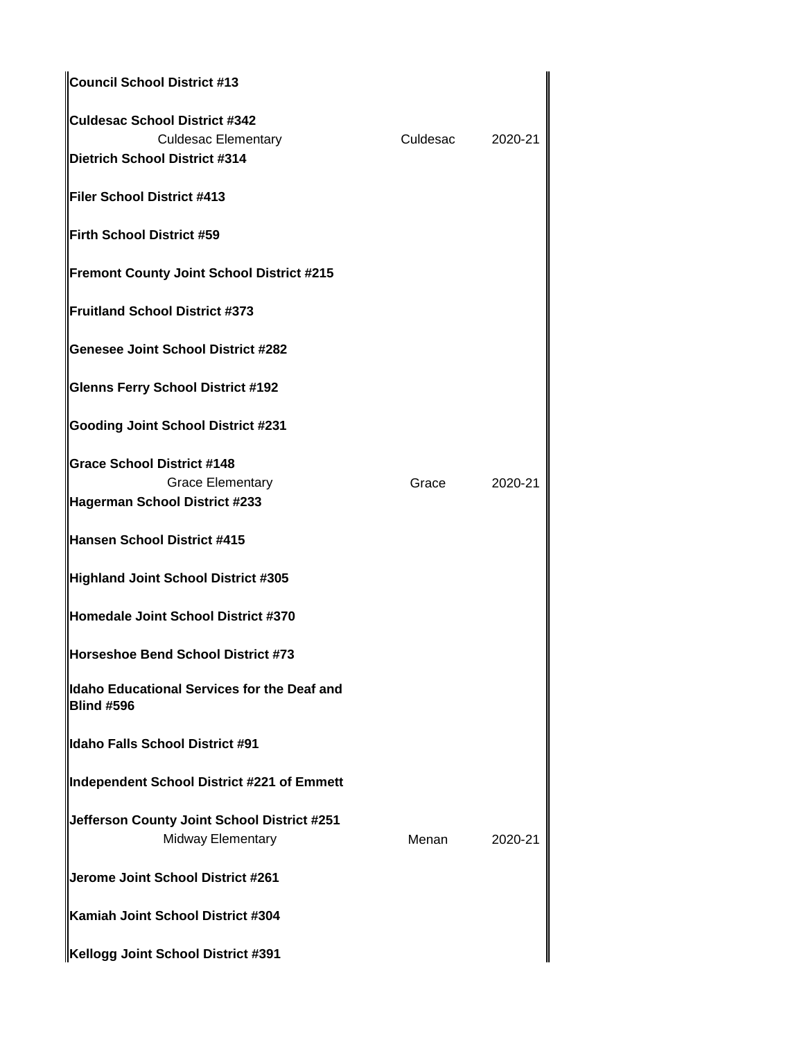| | | |
|---|---|---|
| **Council School District #13** | | |
| **Culdesac School District #342** | | |
| Culdesac Elementary | Culdesac | 2020-21 |
| **Dietrich School District #314** | | |
| **Filer School District #413** | | |
| **Firth School District #59** | | |
| **Fremont County Joint School District #215** | | |
| **Fruitland School District #373** | | |
| **Genesee Joint School District #282** | | |
| **Glenns Ferry School District #192** | | |
| **Gooding Joint School District #231** | | |
| **Grace School District #148** | | |
| Grace Elementary | Grace | 2020-21 |
| **Hagerman School District #233** | | |
| **Hansen School District #415** | | |
| **Highland Joint School District #305** | | |
| **Homedale Joint School District #370** | | |
| **Horseshoe Bend School District #73** | | |
| **Idaho Educational Services for the Deaf and Blind #596** | | |
| **Idaho Falls School District #91** | | |
| **Independent School District #221 of Emmett** | | |
| **Jefferson County Joint School District #251** | | |
| Midway Elementary | Menan | 2020-21 |
| **Jerome Joint School District #261** | | |
| **Kamiah Joint School District #304** | | |
| **Kellogg Joint School District #391** | | |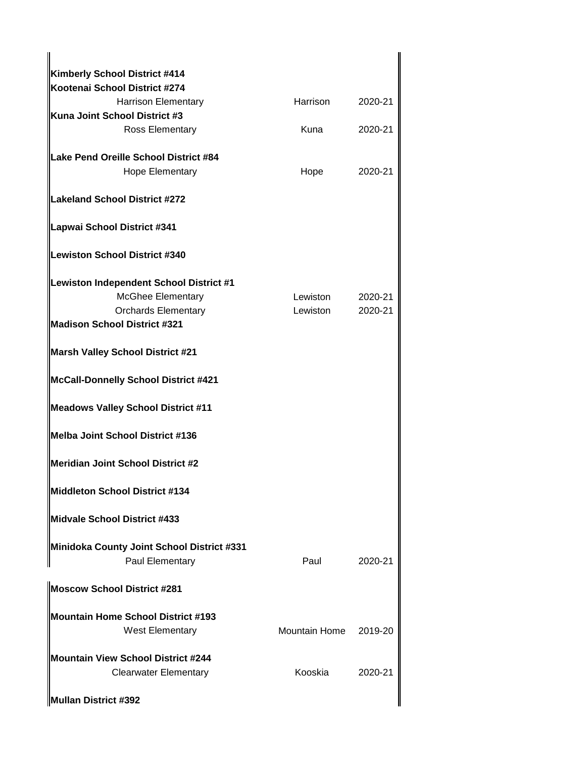| | | |
|---|---|---|
| **Kimberly School District #414** | | |
| **Kootenai School District #274** | | |
| Harrison Elementary | Harrison | 2020-21 |
| **Kuna Joint School District #3** | | |
| Ross Elementary | Kuna | 2020-21 |
| **Lake Pend Oreille School District #84** | | |
| Hope Elementary | Hope | 2020-21 |
| **Lakeland School District #272** | | |
| **Lapwai School District #341** | | |
| **Lewiston School District #340** | | |
| **Lewiston Independent School District #1** | | |
| McGhee Elementary | Lewiston | 2020-21 |
| Orchards Elementary | Lewiston | 2020-21 |
| **Madison School District #321** | | |
| **Marsh Valley School District #21** | | |
| **McCall-Donnelly School District #421** | | |
| **Meadows Valley School District #11** | | |
| **Melba Joint School District #136** | | |
| **Meridian Joint School District #2** | | |
| **Middleton School District #134** | | |
| **Midvale School District #433** | | |
| **Minidoka County Joint School District #331** | | |
| Paul Elementary | Paul | 2020-21 |
| **Moscow School District #281** | | |
| **Mountain Home School District #193** | | |
| West Elementary | Mountain Home | 2019-20 |
| **Mountain View School District #244** | | |
| Clearwater Elementary | Kooskia | 2020-21 |
| **Mullan District #392** | | |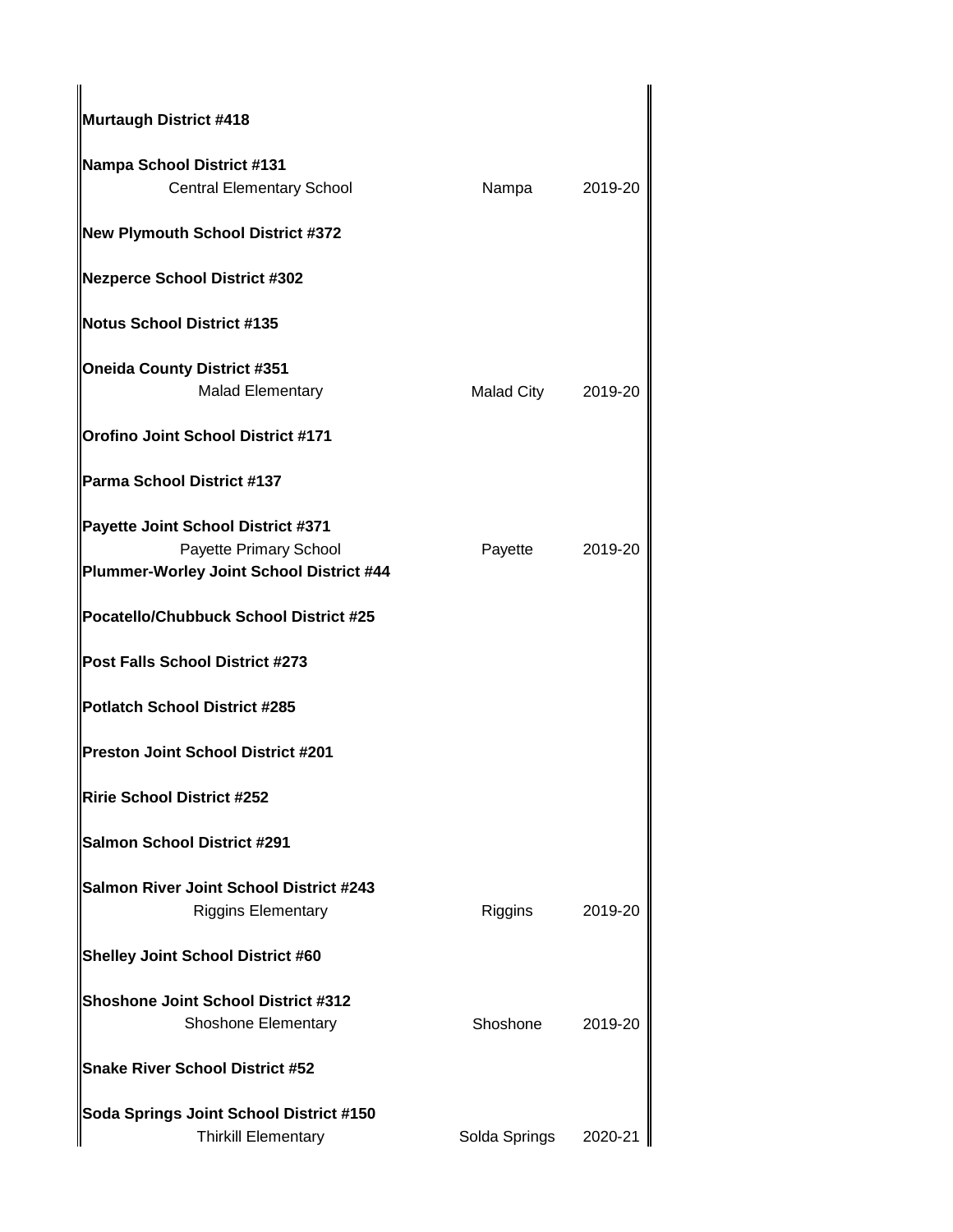| | | |
|---|---|---|
| **Murtaugh District #418** | | |
| **Nampa School District #131** | | |
| Central Elementary School | Nampa | 2019-20 |
| **New Plymouth School District #372** | | |
| **Nezperce School District #302** | | |
| **Notus School District #135** | | |
| **Oneida County District #351** | | |
| Malad Elementary | Malad City | 2019-20 |
| **Orofino Joint School District #171** | | |
| **Parma School District #137** | | |
| **Payette Joint School District #371** | | |
| Payette Primary School | Payette | 2019-20 |
| **Plummer-Worley Joint School District #44** | | |
| **Pocatello/Chubbuck School District #25** | | |
| **Post Falls School District #273** | | |
| **Potlatch School District #285** | | |
| **Preston Joint School District #201** | | |
| **Ririe School District #252** | | |
| **Salmon School District #291** | | |
| **Salmon River Joint School District #243** | | |
| Riggins Elementary | Riggins | 2019-20 |
| **Shelley Joint School District #60** | | |
| **Shoshone Joint School District #312** | | |
| Shoshone Elementary | Shoshone | 2019-20 |
| **Snake River School District #52** | | |
| **Soda Springs Joint School District #150** | | |
| Thirkill Elementary | Solda Springs | 2020-21 |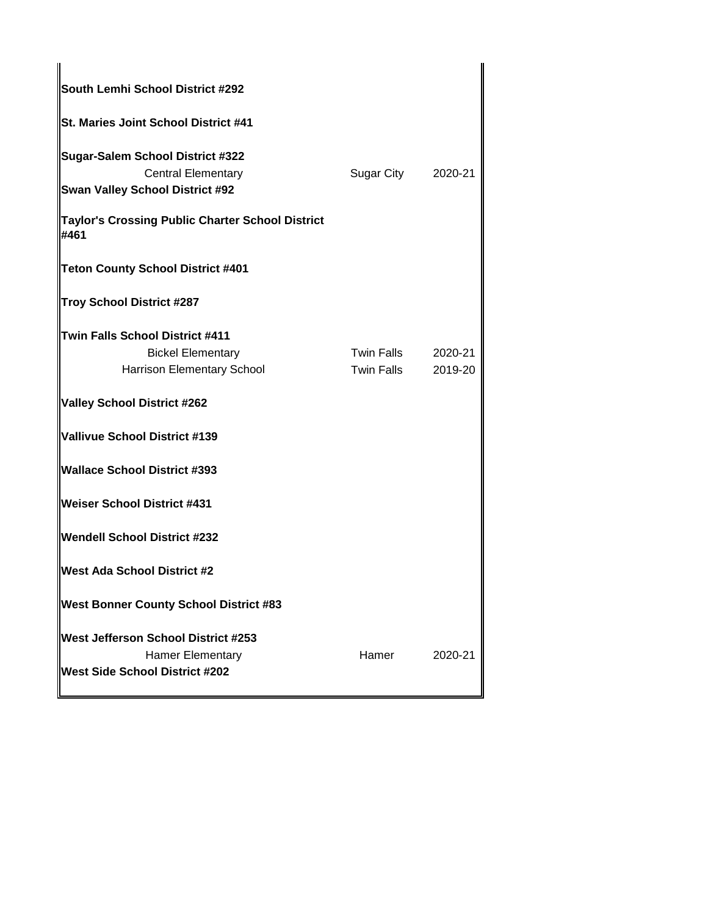| | | |
|---|---|---|
| **South Lemhi School District #292** | | |
| **St. Maries Joint School District #41** | | |
| **Sugar-Salem School District #322** | | |
| Central Elementary | Sugar City | 2020-21 |
| **Swan Valley School District #92** | | |
| **Taylor's Crossing Public Charter School District #461** | | |
| **Teton County School District #401** | | |
| **Troy School District #287** | | |
| **Twin Falls School District #411** | | |
| Bickel Elementary | Twin Falls | 2020-21 |
| Harrison Elementary School | Twin Falls | 2019-20 |
| **Valley School District #262** | | |
| **Vallivue School District #139** | | |
| **Wallace School District #393** | | |
| **Weiser School District #431** | | |
| **Wendell School District #232** | | |
| **West Ada School District #2** | | |
| **West Bonner County School District #83** | | |
| **West Jefferson School District #253** | | |
| Hamer Elementary | Hamer | 2020-21 |
| **West Side School District #202** | | |